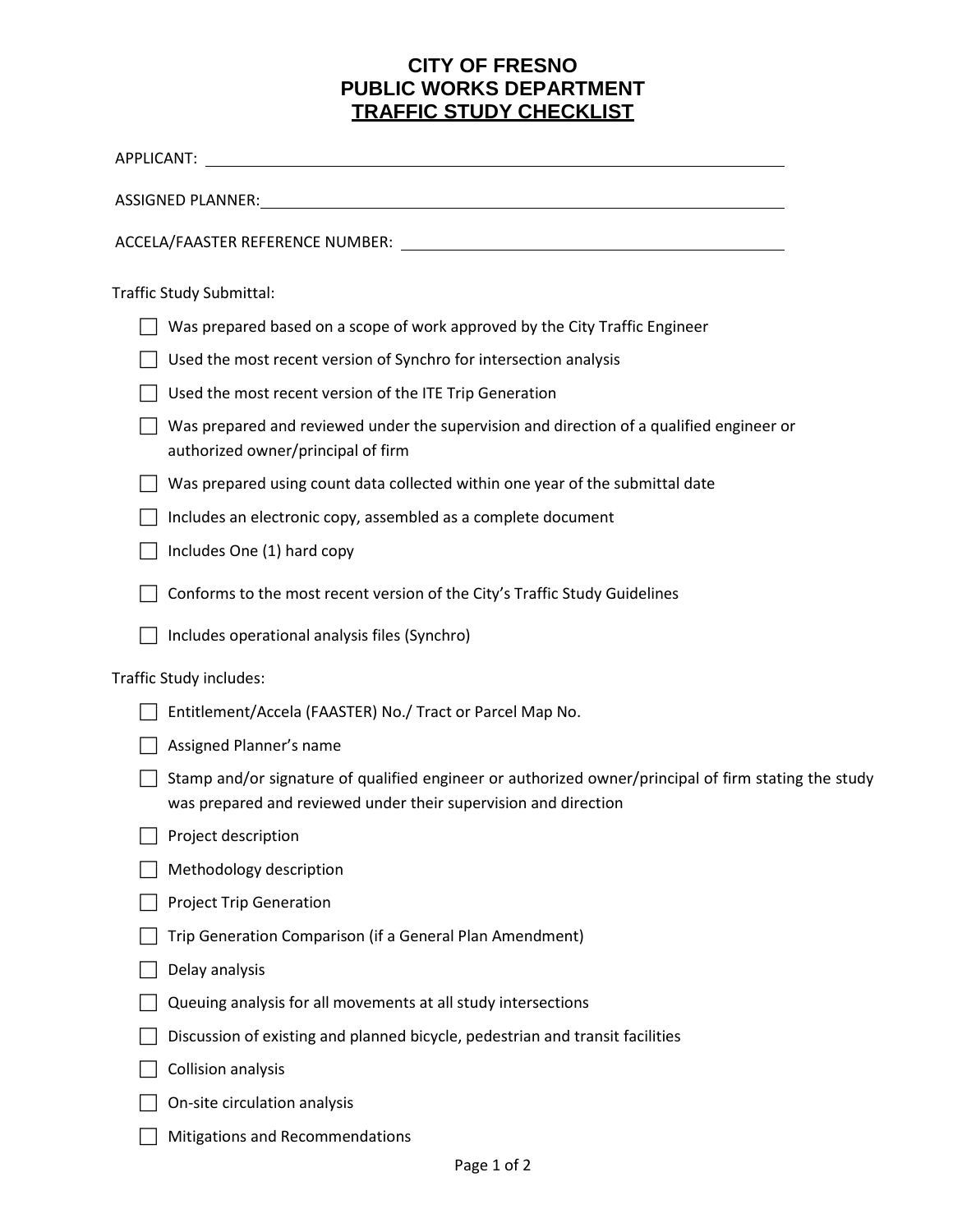# CITY OF FRESNO
# PUBLIC WORKS DEPARTMENT
## TRAFFIC STUDY CHECKLIST

APPLICANT: ______________________________

ASSIGNED PLANNER: ______________________________

ACCELA/FAASTER REFERENCE NUMBER: ______________________________

Traffic Study Submittal:

- [ ] Was prepared based on a scope of work approved by the City Traffic Engineer
- [ ] Used the most recent version of Synchro for intersection analysis
- [ ] Used the most recent version of the ITE Trip Generation
- [ ] Was prepared and reviewed under the supervision and direction of a qualified engineer or authorized owner/principal of firm
- [ ] Was prepared using count data collected within one year of the submittal date
- [ ] Includes an electronic copy, assembled as a complete document
- [ ] Includes One (1) hard copy
- [ ] Conforms to the most recent version of the City's Traffic Study Guidelines
- [ ] Includes operational analysis files (Synchro)

Traffic Study includes:

- [ ] Entitlement/Accela (FAASTER) No./ Tract or Parcel Map No.
- [ ] Assigned Planner's name
- [ ] Stamp and/or signature of qualified engineer or authorized owner/principal of firm stating the study was prepared and reviewed under their supervision and direction
- [ ] Project description
- [ ] Methodology description
- [ ] Project Trip Generation
- [ ] Trip Generation Comparison (if a General Plan Amendment)
- [ ] Delay analysis
- [ ] Queuing analysis for all movements at all study intersections
- [ ] Discussion of existing and planned bicycle, pedestrian and transit facilities
- [ ] Collision analysis
- [ ] On-site circulation analysis
- [ ] Mitigations and Recommendations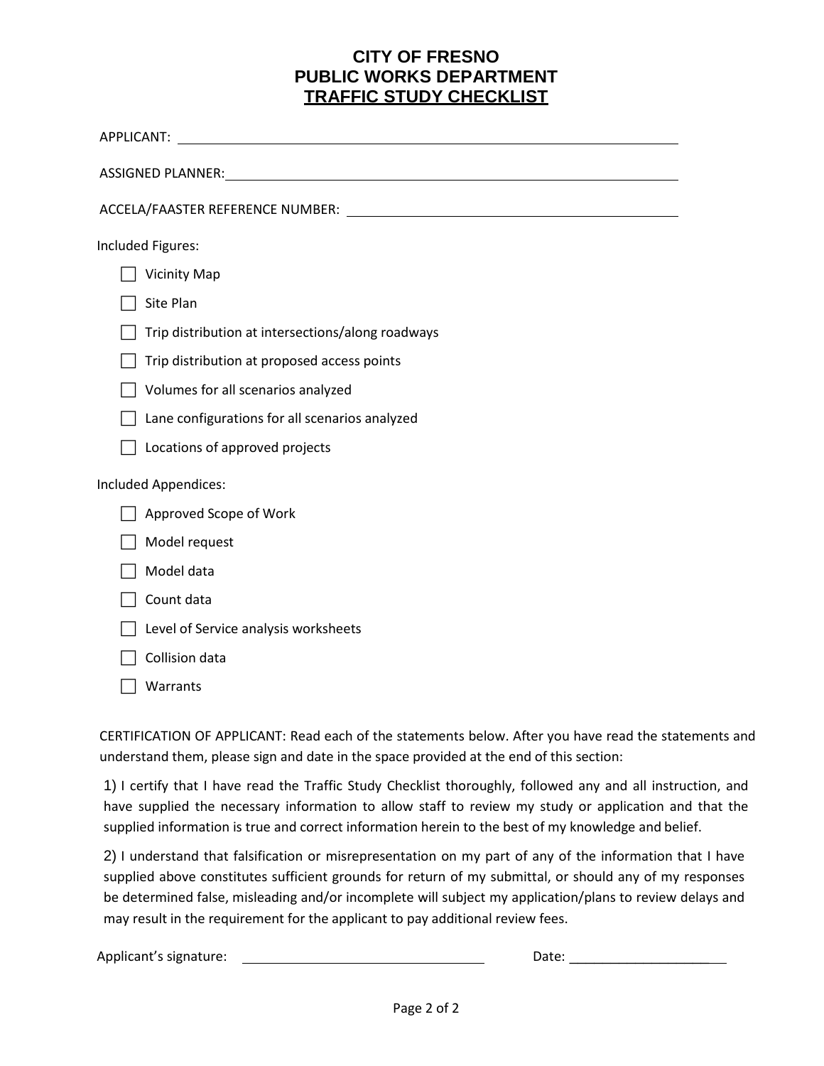# CITY OF FRESNO
# PUBLIC WORKS DEPARTMENT
# TRAFFIC STUDY CHECKLIST

APPLICANT: ______________________________

ASSIGNED PLANNER: ______________________________

ACCELA/FAASTER REFERENCE NUMBER: ______________________________

Included Figures:

- [ ] Vicinity Map
- [ ] Site Plan
- [ ] Trip distribution at intersections/along roadways
- [ ] Trip distribution at proposed access points
- [ ] Volumes for all scenarios analyzed
- [ ] Lane configurations for all scenarios analyzed
- [ ] Locations of approved projects

Included Appendices:

- [ ] Approved Scope of Work
- [ ] Model request
- [ ] Model data
- [ ] Count data
- [ ] Level of Service analysis worksheets
- [ ] Collision data
- [ ] Warrants

CERTIFICATION OF APPLICANT: Read each of the statements below. After you have read the statements and understand them, please sign and date in the space provided at the end of this section:

1) I certify that I have read the Traffic Study Checklist thoroughly, followed any and all instruction, and have supplied the necessary information to allow staff to review my study or application and that the supplied information is true and correct information herein to the best of my knowledge and belief.

2) I understand that falsification or misrepresentation on my part of any of the information that I have supplied above constitutes sufficient grounds for return of my submittal, or should any of my responses be determined false, misleading and/or incomplete will subject my application/plans to review delays and may result in the requirement for the applicant to pay additional review fees.

Applicant's signature: ______________________________ Date: ____________________